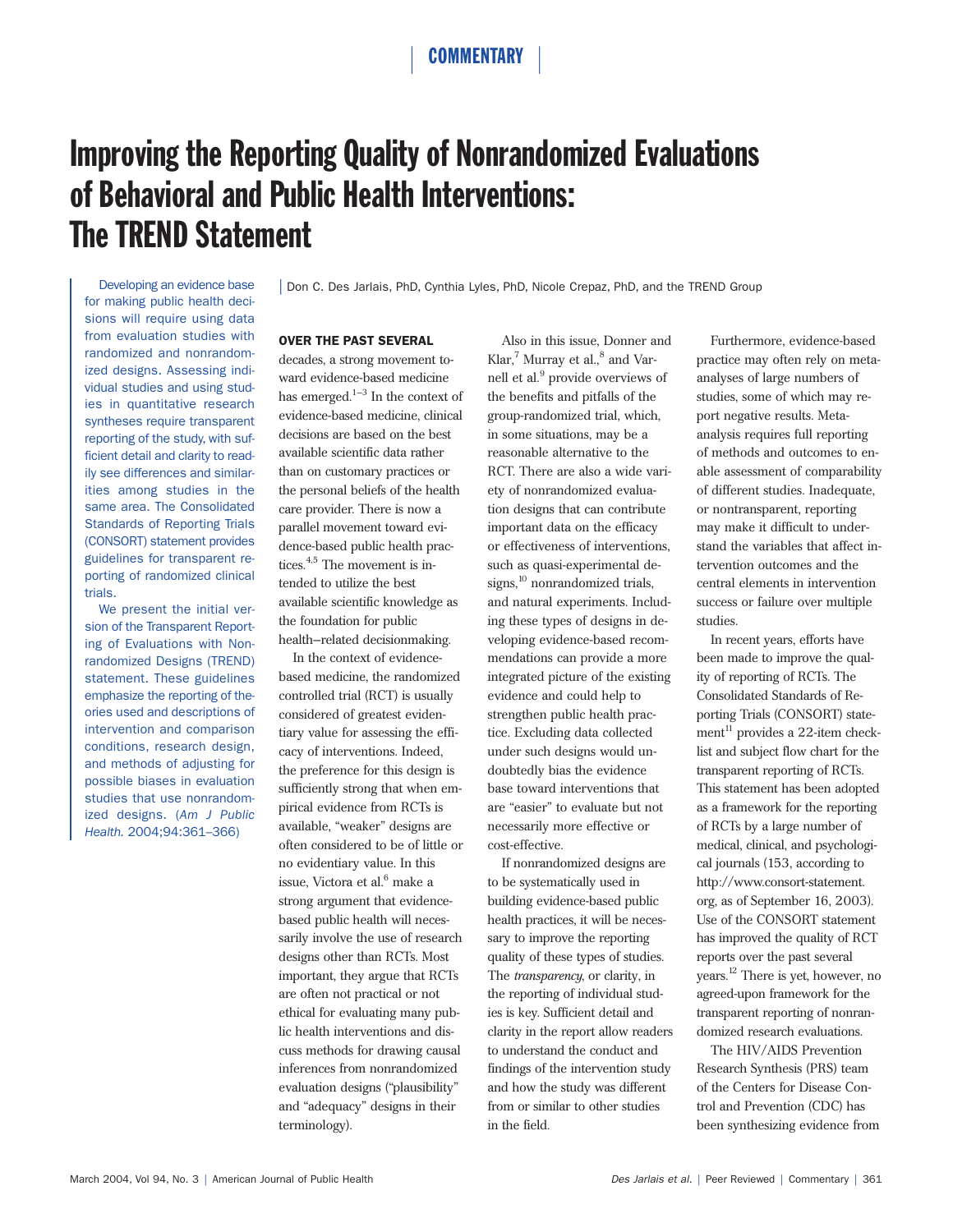COMMENTARY

# Improving the Reporting Quality of Nonrandomized Evaluations of Behavioral and Public Health Interventions: The TREND Statement

Don C. Des Jarlais, PhD, Cynthia Lyles, PhD, Nicole Crepaz, PhD, and the TREND Group

Developing an evidence base for making public health decisions will require using data from evaluation studies with randomized and nonrandomized designs. Assessing individual studies and using studies in quantitative research syntheses require transparent reporting of the study, with sufficient detail and clarity to readily see differences and similarities among studies in the same area. The Consolidated Standards of Reporting Trials (CONSORT) statement provides guidelines for transparent reporting of randomized clinical trials.

We present the initial version of the Transparent Reporting of Evaluations with Nonrandomized Designs (TREND) statement. These guidelines emphasize the reporting of theories used and descriptions of intervention and comparison conditions, research design, and methods of adjusting for possible biases in evaluation studies that use nonrandomized designs. (*Am J Public Health.* 2004;94:361–366)

**OVER THE PAST SEVERAL** decades, a strong movement toward evidence-based medicine has emerged.[1–3] In the context of evidence-based medicine, clinical decisions are based on the best available scientific data rather than on customary practices or the personal beliefs of the health care provider. There is now a parallel movement toward evidence-based public health practices.[4,5] The movement is intended to utilize the best available scientific knowledge as the foundation for public health–related decisionmaking.

In the context of evidence-based medicine, the randomized controlled trial (RCT) is usually considered of greatest evidentiary value for assessing the efficacy of interventions. Indeed, the preference for this design is sufficiently strong that when empirical evidence from RCTs is available, "weaker" designs are often considered to be of little or no evidentiary value. In this issue, Victora et al.[6] make a strong argument that evidence-based public health will necessarily involve the use of research designs other than RCTs. Most important, they argue that RCTs are often not practical or not ethical for evaluating many public health interventions and discuss methods for drawing causal inferences from nonrandomized evaluation designs ("plausibility" and "adequacy" designs in their terminology).

Also in this issue, Donner and Klar,[7] Murray et al.,[8] and Varnell et al.[9] provide overviews of the benefits and pitfalls of the group-randomized trial, which, in some situations, may be a reasonable alternative to the RCT. There are also a wide variety of nonrandomized evaluation designs that can contribute important data on the efficacy or effectiveness of interventions, such as quasi-experimental designs,[10] nonrandomized trials, and natural experiments. Including these types of designs in developing evidence-based recommendations can provide a more integrated picture of the existing evidence and could help to strengthen public health practice. Excluding data collected under such designs would undoubtedly bias the evidence base toward interventions that are "easier" to evaluate but not necessarily more effective or cost-effective.

If nonrandomized designs are to be systematically used in building evidence-based public health practices, it will be necessary to improve the reporting quality of these types of studies. The *transparency*, or clarity, in the reporting of individual studies is key. Sufficient detail and clarity in the report allow readers to understand the conduct and findings of the intervention study and how the study was different from or similar to other studies in the field.

Furthermore, evidence-based practice may often rely on meta-analyses of large numbers of studies, some of which may report negative results. Meta-analysis requires full reporting of methods and outcomes to enable assessment of comparability of different studies. Inadequate, or nontransparent, reporting may make it difficult to understand the variables that affect intervention outcomes and the central elements in intervention success or failure over multiple studies.

In recent years, efforts have been made to improve the quality of reporting of RCTs. The Consolidated Standards of Reporting Trials (CONSORT) statement[11] provides a 22-item checklist and subject flow chart for the transparent reporting of RCTs. This statement has been adopted as a framework for the reporting of RCTs by a large number of medical, clinical, and psychological journals (153, according to http://www.consort-statement.org, as of September 16, 2003). Use of the CONSORT statement has improved the quality of RCT reports over the past several years.[12] There is yet, however, no agreed-upon framework for the transparent reporting of nonrandomized research evaluations.

The HIV/AIDS Prevention Research Synthesis (PRS) team of the Centers for Disease Control and Prevention (CDC) has been synthesizing evidence from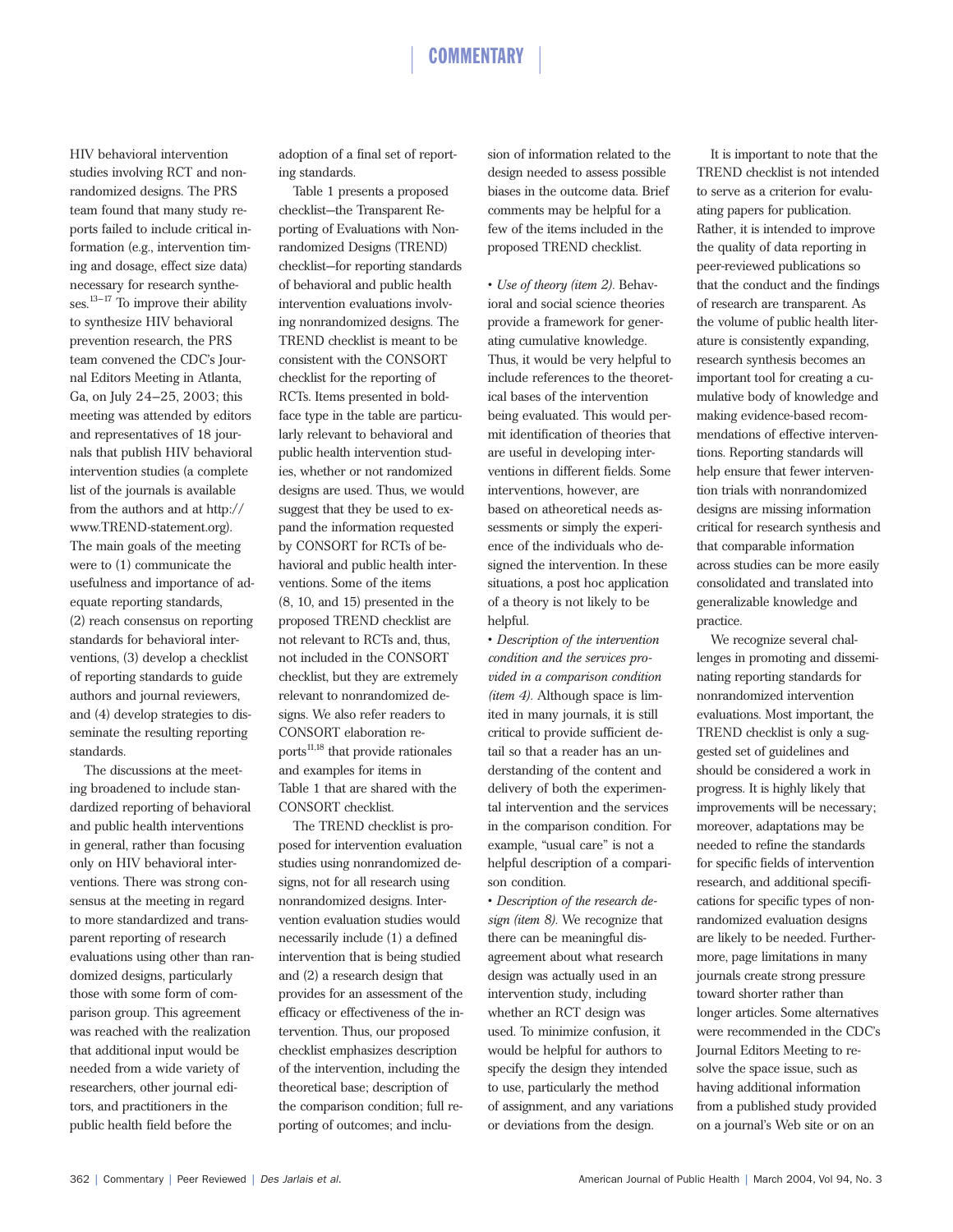HIV behavioral intervention studies involving RCT and nonrandomized designs. The PRS team found that many study reports failed to include critical information (e.g., intervention timing and dosage, effect size data) necessary for research syntheses.[13–17] To improve their ability to synthesize HIV behavioral prevention research, the PRS team convened the CDC's Journal Editors Meeting in Atlanta, Ga, on July 24–25, 2003; this meeting was attended by editors and representatives of 18 journals that publish HIV behavioral intervention studies (a complete list of the journals is available from the authors and at http://www.TREND-statement.org). The main goals of the meeting were to (1) communicate the usefulness and importance of adequate reporting standards, (2) reach consensus on reporting standards for behavioral interventions, (3) develop a checklist of reporting standards to guide authors and journal reviewers, and (4) develop strategies to disseminate the resulting reporting standards.

The discussions at the meeting broadened to include standardized reporting of behavioral and public health interventions in general, rather than focusing only on HIV behavioral interventions. There was strong consensus at the meeting in regard to more standardized and transparent reporting of research evaluations using other than randomized designs, particularly those with some form of comparison group. This agreement was reached with the realization that additional input would be needed from a wide variety of researchers, other journal editors, and practitioners in the public health field before the adoption of a final set of reporting standards.

Table 1 presents a proposed checklist—the Transparent Reporting of Evaluations with Nonrandomized Designs (TREND) checklist—for reporting standards of behavioral and public health intervention evaluations involving nonrandomized designs. The TREND checklist is meant to be consistent with the CONSORT checklist for the reporting of RCTs. Items presented in boldface type in the table are particularly relevant to behavioral and public health intervention studies, whether or not randomized designs are used. Thus, we would suggest that they be used to expand the information requested by CONSORT for RCTs of behavioral and public health interventions. Some of the items (8, 10, and 15) presented in the proposed TREND checklist are not relevant to RCTs and, thus, not included in the CONSORT checklist, but they are extremely relevant to nonrandomized designs. We also refer readers to CONSORT elaboration reports[11,18] that provide rationales and examples for items in Table 1 that are shared with the CONSORT checklist.

The TREND checklist is proposed for intervention evaluation studies using nonrandomized designs, not for all research using nonrandomized designs. Intervention evaluation studies would necessarily include (1) a defined intervention that is being studied and (2) a research design that provides for an assessment of the efficacy or effectiveness of the intervention. Thus, our proposed checklist emphasizes description of the intervention, including the theoretical base; description of the comparison condition; full reporting of outcomes; and inclusion of information related to the design needed to assess possible biases in the outcome data. Brief comments may be helpful for a few of the items included in the proposed TREND checklist.

- *Use of theory (item 2).* Behavioral and social science theories provide a framework for generating cumulative knowledge. Thus, it would be very helpful to include references to the theoretical bases of the intervention being evaluated. This would permit identification of theories that are useful in developing interventions in different fields. Some interventions, however, are based on atheoretical needs assessments or simply the experience of the individuals who designed the intervention. In these situations, a post hoc application of a theory is not likely to be helpful.
- *Description of the intervention condition and the services provided in a comparison condition (item 4).* Although space is limited in many journals, it is still critical to provide sufficient detail so that a reader has an understanding of the content and delivery of both the experimental intervention and the services in the comparison condition. For example, "usual care" is not a helpful description of a comparison condition.
- *Description of the research design (item 8).* We recognize that there can be meaningful disagreement about what research design was actually used in an intervention study, including whether an RCT design was used. To minimize confusion, it would be helpful for authors to specify the design they intended to use, particularly the method of assignment, and any variations or deviations from the design.

It is important to note that the TREND checklist is not intended to serve as a criterion for evaluating papers for publication. Rather, it is intended to improve the quality of data reporting in peer-reviewed publications so that the conduct and the findings of research are transparent. As the volume of public health literature is consistently expanding, research synthesis becomes an important tool for creating a cumulative body of knowledge and making evidence-based recommendations of effective interventions. Reporting standards will help ensure that fewer intervention trials with nonrandomized designs are missing information critical for research synthesis and that comparable information across studies can be more easily consolidated and translated into generalizable knowledge and practice.

We recognize several challenges in promoting and disseminating reporting standards for nonrandomized intervention evaluations. Most important, the TREND checklist is only a suggested set of guidelines and should be considered a work in progress. It is highly likely that improvements will be necessary; moreover, adaptations may be needed to refine the standards for specific fields of intervention research, and additional specifications for specific types of nonrandomized evaluation designs are likely to be needed. Furthermore, page limitations in many journals create strong pressure toward shorter rather than longer articles. Some alternatives were recommended in the CDC's Journal Editors Meeting to resolve the space issue, such as having additional information from a published study provided on a journal's Web site or on an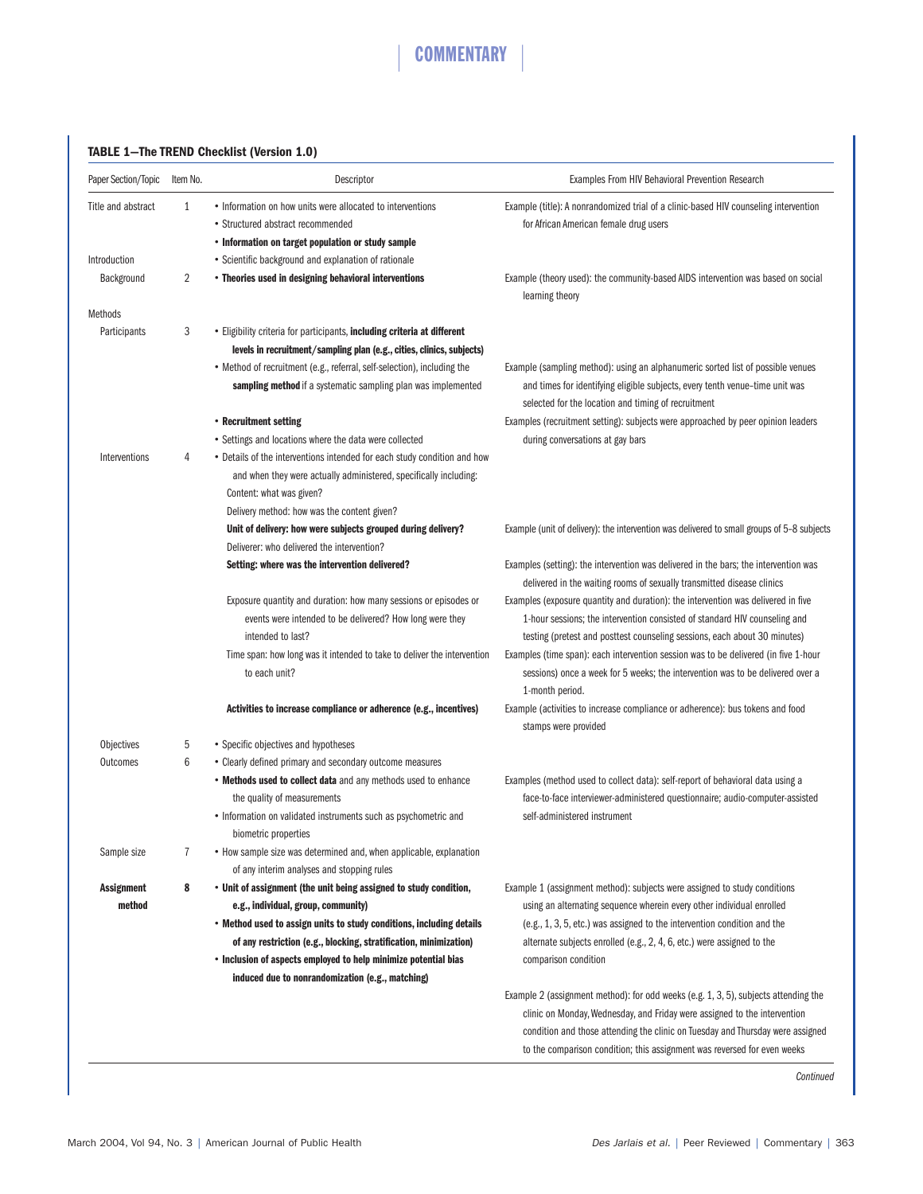### TABLE 1—The TREND Checklist (Version 1.0)

| Paper Section/Topic | Item No. | Descriptor | Examples From HIV Behavioral Prevention Research |
|---|---|---|---|
| Title and abstract | 1 | • Information on how units were allocated to interventions<br>• Structured abstract recommended<br>• **Information on target population or study sample** | Example (title): A nonrandomized trial of a clinic-based HIV counseling intervention for African American female drug users |
| Introduction | | • Scientific background and explanation of rationale | |
| Background | 2 | • **Theories used in designing behavioral interventions** | Example (theory used): the community-based AIDS intervention was based on social learning theory |
| Methods | | | |
| Participants | 3 | • Eligibility criteria for participants, **including criteria at different levels in recruitment/sampling plan (e.g., cities, clinics, subjects)** | |
| | | • Method of recruitment (e.g., referral, self-selection), including the **sampling method** if a systematic sampling plan was implemented | Example (sampling method): using an alphanumeric sorted list of possible venues and times for identifying eligible subjects, every tenth venue–time unit was selected for the location and timing of recruitment |
| | | • **Recruitment setting** | Examples (recruitment setting): subjects were approached by peer opinion leaders during conversations at gay bars |
| | | • Settings and locations where the data were collected | |
| Interventions | 4 | • Details of the interventions intended for each study condition and how and when they were actually administered, specifically including:<br>Content: what was given?<br>Delivery method: how was the content given? | |
| | | **Unit of delivery: how were subjects grouped during delivery?** | Example (unit of delivery): the intervention was delivered to small groups of 5–8 subjects |
| | | Deliverer: who delivered the intervention? | |
| | | **Setting: where was the intervention delivered?** | Examples (setting): the intervention was delivered in the bars; the intervention was delivered in the waiting rooms of sexually transmitted disease clinics |
| | | Exposure quantity and duration: how many sessions or episodes or events were intended to be delivered? How long were they intended to last? | Examples (exposure quantity and duration): the intervention was delivered in five 1-hour sessions; the intervention consisted of standard HIV counseling and testing (pretest and posttest counseling sessions, each about 30 minutes) |
| | | Time span: how long was it intended to take to deliver the intervention to each unit? | Examples (time span): each intervention session was to be delivered (in five 1-hour sessions) once a week for 5 weeks; the intervention was to be delivered over a 1-month period. |
| | | **Activities to increase compliance or adherence (e.g., incentives)** | Example (activities to increase compliance or adherence): bus tokens and food stamps were provided |
| Objectives | 5 | • Specific objectives and hypotheses | |
| Outcomes | 6 | • Clearly defined primary and secondary outcome measures<br>• **Methods used to collect data** and any methods used to enhance the quality of measurements<br>• Information on validated instruments such as psychometric and biometric properties | Examples (method used to collect data): self-report of behavioral data using a face-to-face interviewer-administered questionnaire; audio-computer-assisted self-administered instrument |
| Sample size | 7 | • How sample size was determined and, when applicable, explanation of any interim analyses and stopping rules | |
| **Assignment method** | **8** | • **Unit of assignment (the unit being assigned to study condition, e.g., individual, group, community)**<br>• **Method used to assign units to study conditions, including details of any restriction (e.g., blocking, stratification, minimization)**<br>• **Inclusion of aspects employed to help minimize potential bias induced due to nonrandomization (e.g., matching)** | Example 1 (assignment method): subjects were assigned to study conditions using an alternating sequence wherein every other individual enrolled (e.g., 1, 3, 5, etc.) was assigned to the intervention condition and the alternate subjects enrolled (e.g., 2, 4, 6, etc.) were assigned to the comparison condition<br><br>Example 2 (assignment method): for odd weeks (e.g. 1, 3, 5), subjects attending the clinic on Monday, Wednesday, and Friday were assigned to the intervention condition and those attending the clinic on Tuesday and Thursday were assigned to the comparison condition; this assignment was reversed for even weeks |

*Continued*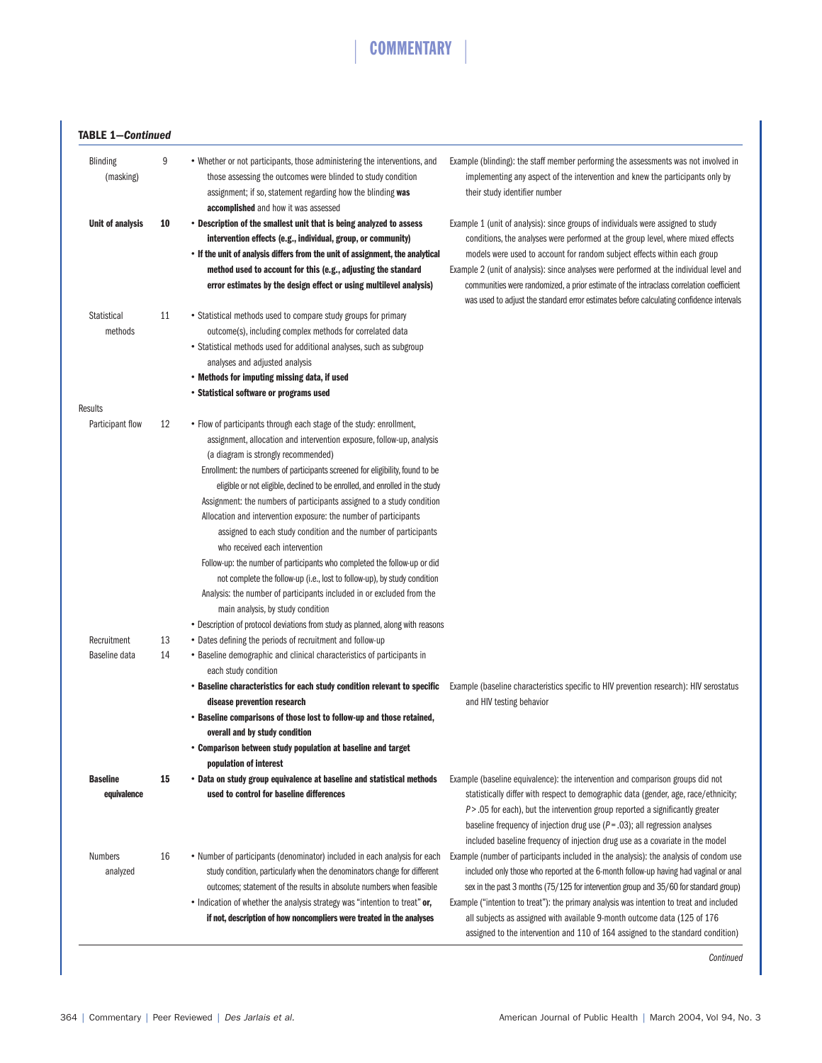**TABLE 1—Continued**

| | | | |
|---|---|---|---|
| Blinding (masking) | 9 | • Whether or not participants, those administering the interventions, and those assessing the outcomes were blinded to study condition assignment; if so, statement regarding how the blinding **was accomplished** and how it was assessed | Example (blinding): the staff member performing the assessments was not involved in implementing any aspect of the intervention and knew the participants only by their study identifier number |
| **Unit of analysis** | **10** | • **Description of the smallest unit that is being analyzed to assess intervention effects (e.g., individual, group, or community)**<br>• **If the unit of analysis differs from the unit of assignment, the analytical method used to account for this (e.g., adjusting the standard error estimates by the design effect or using multilevel analysis)** | Example 1 (unit of analysis): since groups of individuals were assigned to study conditions, the analyses were performed at the group level, where mixed effects models were used to account for random subject effects within each group<br>Example 2 (unit of analysis): since analyses were performed at the individual level and communities were randomized, a prior estimate of the intraclass correlation coefficient was used to adjust the standard error estimates before calculating confidence intervals |
| Statistical methods | 11 | • Statistical methods used to compare study groups for primary outcome(s), including complex methods for correlated data<br>• Statistical methods used for additional analyses, such as subgroup analyses and adjusted analysis<br>• **Methods for imputing missing data, if used**<br>• **Statistical software or programs used** | |
| Results | | | |
| Participant flow | 12 | • Flow of participants through each stage of the study: enrollment, assignment, allocation and intervention exposure, follow-up, analysis (a diagram is strongly recommended)<br>Enrollment: the numbers of participants screened for eligibility, found to be eligible or not eligible, declined to be enrolled, and enrolled in the study<br>Assignment: the numbers of participants assigned to a study condition<br>Allocation and intervention exposure: the number of participants assigned to each study condition and the number of participants who received each intervention<br>Follow-up: the number of participants who completed the follow-up or did not complete the follow-up (i.e., lost to follow-up), by study condition<br>Analysis: the number of participants included in or excluded from the main analysis, by study condition<br>• Description of protocol deviations from study as planned, along with reasons | |
| Recruitment | 13 | • Dates defining the periods of recruitment and follow-up | |
| Baseline data | 14 | • Baseline demographic and clinical characteristics of participants in each study condition<br>• **Baseline characteristics for each study condition relevant to specific disease prevention research**<br>• **Baseline comparisons of those lost to follow-up and those retained, overall and by study condition**<br>• **Comparison between study population at baseline and target population of interest** | Example (baseline characteristics specific to HIV prevention research): HIV serostatus and HIV testing behavior |
| **Baseline equivalence** | **15** | • **Data on study group equivalence at baseline and statistical methods used to control for baseline differences** | Example (baseline equivalence): the intervention and comparison groups did not statistically differ with respect to demographic data (gender, age, race/ethnicity; $P > .05$ for each), but the intervention group reported a significantly greater baseline frequency of injection drug use ($P = .03$); all regression analyses included baseline frequency of injection drug use as a covariate in the model |
| Numbers analyzed | 16 | • Number of participants (denominator) included in each analysis for each study condition, particularly when the denominators change for different outcomes; statement of the results in absolute numbers when feasible<br>• Indication of whether the analysis strategy was "intention to treat" **or, if not, description of how noncompliers were treated in the analyses** | Example (number of participants included in the analysis): the analysis of condom use included only those who reported at the 6-month follow-up having had vaginal or anal sex in the past 3 months (75/125 for intervention group and 35/60 for standard group)<br>Example ("intention to treat"): the primary analysis was intention to treat and included all subjects as assigned with available 9-month outcome data (125 of 176 assigned to the intervention and 110 of 164 assigned to the standard condition) |

*Continued*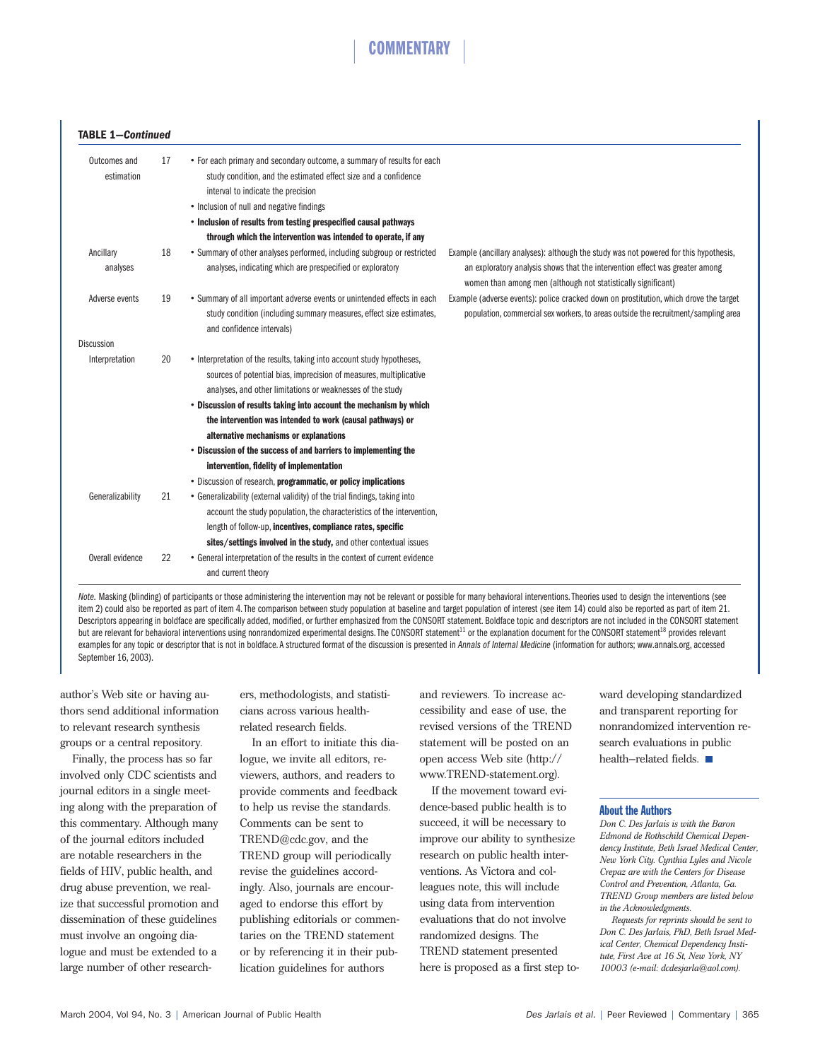**TABLE 1—*Continued***

| | | | |
|---|---|---|---|
| Outcomes and estimation | 17 | • For each primary and secondary outcome, a summary of results for each study condition, and the estimated effect size and a confidence interval to indicate the precision<br>• Inclusion of null and negative findings<br>• **Inclusion of results from testing prespecified causal pathways through which the intervention was intended to operate, if any** | |
| Ancillary analyses | 18 | • Summary of other analyses performed, including subgroup or restricted analyses, indicating which are prespecified or exploratory | Example (ancillary analyses): although the study was not powered for this hypothesis, an exploratory analysis shows that the intervention effect was greater among women than among men (although not statistically significant) |
| Adverse events | 19 | • Summary of all important adverse events or unintended effects in each study condition (including summary measures, effect size estimates, and confidence intervals) | Example (adverse events): police cracked down on prostitution, which drove the target population, commercial sex workers, to areas outside the recruitment/sampling area |
| Discussion | | | |
| Interpretation | 20 | • Interpretation of the results, taking into account study hypotheses, sources of potential bias, imprecision of measures, multiplicative analyses, and other limitations or weaknesses of the study<br>• **Discussion of results taking into account the mechanism by which the intervention was intended to work (causal pathways) or alternative mechanisms or explanations**<br>• **Discussion of the success of and barriers to implementing the intervention, fidelity of implementation**<br>• Discussion of research, **programmatic, or policy implications** | |
| Generalizability | 21 | • Generalizability (external validity) of the trial findings, taking into account the study population, the characteristics of the intervention, length of follow-up, **incentives, compliance rates, specific sites/settings involved in the study,** and other contextual issues | |
| Overall evidence | 22 | • General interpretation of the results in the context of current evidence and current theory | |

*Note.* Masking (blinding) of participants or those administering the intervention may not be relevant or possible for many behavioral interventions. Theories used to design the interventions (see item 2) could also be reported as part of item 4. The comparison between study population at baseline and target population of interest (see item 14) could also be reported as part of item 21. Descriptors appearing in boldface are specifically added, modified, or further emphasized from the CONSORT statement. Boldface topic and descriptors are not included in the CONSORT statement but are relevant for behavioral interventions using nonrandomized experimental designs. The CONSORT statement[11] or the explanation document for the CONSORT statement[18] provides relevant examples for any topic or descriptor that is not in boldface. A structured format of the discussion is presented in *Annals of Internal Medicine* (information for authors; www.annals.org, accessed September 16, 2003).

author's Web site or having authors send additional information to relevant research synthesis groups or a central repository.

Finally, the process has so far involved only CDC scientists and journal editors in a single meeting along with the preparation of this commentary. Although many of the journal editors included are notable researchers in the fields of HIV, public health, and drug abuse prevention, we realize that successful promotion and dissemination of these guidelines must involve an ongoing dialogue and must be extended to a large number of other researchers, methodologists, and statisticians across various health-related research fields.

In an effort to initiate this dialogue, we invite all editors, reviewers, authors, and readers to provide comments and feedback to help us revise the standards. Comments can be sent to TREND@cdc.gov, and the TREND group will periodically revise the guidelines accordingly. Also, journals are encouraged to endorse this effort by publishing editorials or commentaries on the TREND statement or by referencing it in their publication guidelines for authors and reviewers. To increase accessibility and ease of use, the revised versions of the TREND statement will be posted on an open access Web site (http://www.TREND-statement.org).

If the movement toward evidence-based public health is to succeed, it will be necessary to improve our ability to synthesize research on public health interventions. As Victora and colleagues note, this will include using data from intervention evaluations that do not involve randomized designs. The TREND statement presented here is proposed as a first step toward developing standardized and transparent reporting for nonrandomized intervention research evaluations in public health–related fields. ■

### About the Authors

*Don C. Des Jarlais is with the Baron Edmond de Rothschild Chemical Dependency Institute, Beth Israel Medical Center, New York City. Cynthia Lyles and Nicole Crepaz are with the Centers for Disease Control and Prevention, Atlanta, Ga. TREND Group members are listed below in the Acknowledgments.*

*Requests for reprints should be sent to Don C. Des Jarlais, PhD, Beth Israel Medical Center, Chemical Dependency Institute, First Ave at 16 St, New York, NY 10003 (e-mail: dcdesjarla@aol.com).*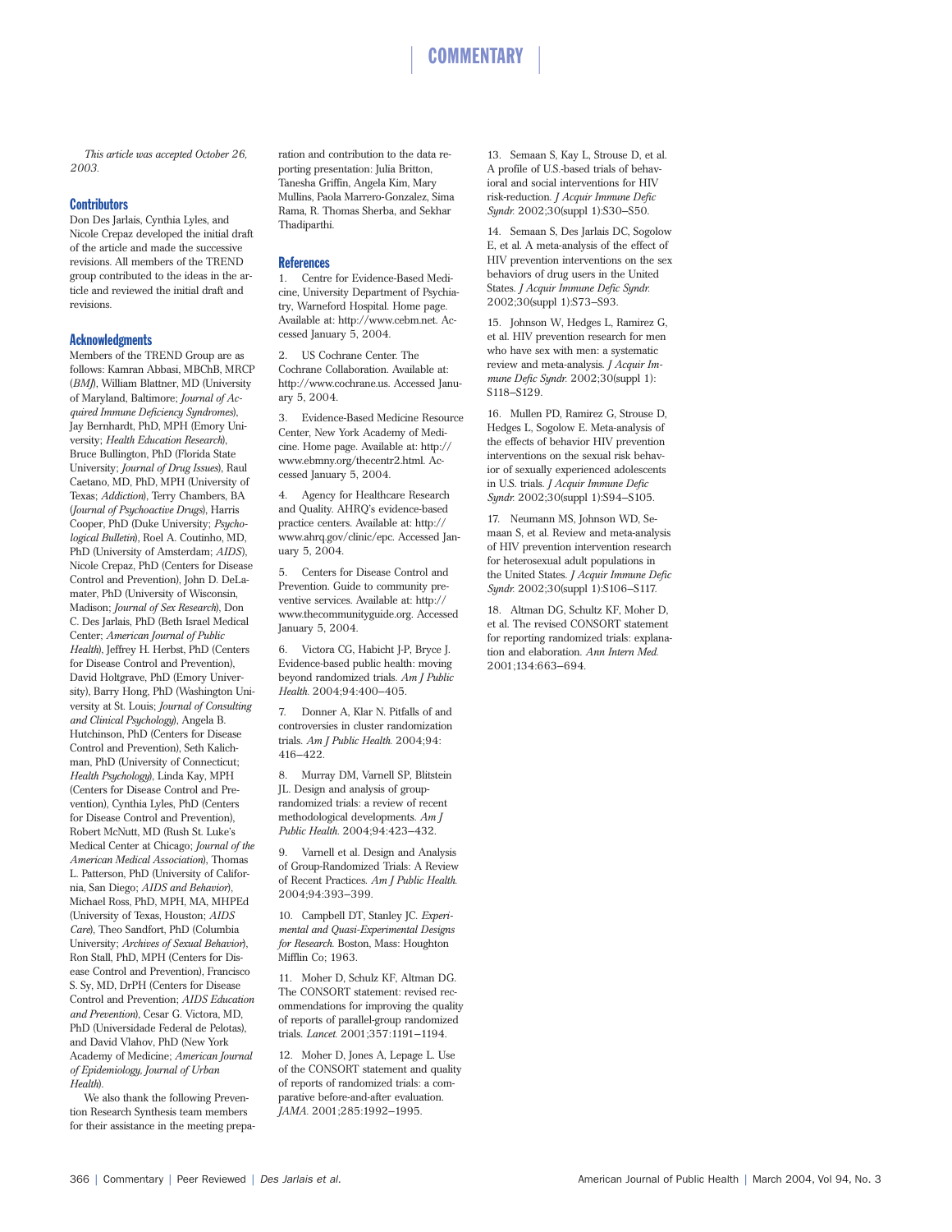*This article was accepted October 26, 2003.*

### Contributors

Don Des Jarlais, Cynthia Lyles, and Nicole Crepaz developed the initial draft of the article and made the successive revisions. All members of the TREND group contributed to the ideas in the article and reviewed the initial draft and revisions.

### Acknowledgments

Members of the TREND Group are as follows: Kamran Abbasi, MBChB, MRCP (*BMJ*), William Blattner, MD (University of Maryland, Baltimore; *Journal of Acquired Immune Deficiency Syndromes*), Jay Bernhardt, PhD, MPH (Emory University; *Health Education Research*), Bruce Bullington, PhD (Florida State University; *Journal of Drug Issues*), Raul Caetano, MD, PhD, MPH (University of Texas; *Addiction*), Terry Chambers, BA (*Journal of Psychoactive Drugs*), Harris Cooper, PhD (Duke University; *Psychological Bulletin*), Roel A. Coutinho, MD, PhD (University of Amsterdam; *AIDS*), Nicole Crepaz, PhD (Centers for Disease Control and Prevention), John D. DeLamater, PhD (University of Wisconsin, Madison; *Journal of Sex Research*), Don C. Des Jarlais, PhD (Beth Israel Medical Center; *American Journal of Public Health*), Jeffrey H. Herbst, PhD (Centers for Disease Control and Prevention), David Holtgrave, PhD (Emory University), Barry Hong, PhD (Washington University at St. Louis; *Journal of Consulting and Clinical Psychology*), Angela B. Hutchinson, PhD (Centers for Disease Control and Prevention), Seth Kalichman, PhD (University of Connecticut; *Health Psychology*), Linda Kay, MPH (Centers for Disease Control and Prevention), Cynthia Lyles, PhD (Centers for Disease Control and Prevention), Robert McNutt, MD (Rush St. Luke's Medical Center at Chicago; *Journal of the American Medical Association*), Thomas L. Patterson, PhD (University of California, San Diego; *AIDS and Behavior*), Michael Ross, PhD, MPH, MA, MHPEd (University of Texas, Houston; *AIDS Care*), Theo Sandfort, PhD (Columbia University; *Archives of Sexual Behavior*), Ron Stall, PhD, MPH (Centers for Disease Control and Prevention), Francisco S. Sy, MD, DrPH (Centers for Disease Control and Prevention; *AIDS Education and Prevention*), Cesar G. Victora, MD, PhD (Universidade Federal de Pelotas), and David Vlahov, PhD (New York Academy of Medicine; *American Journal of Epidemiology, Journal of Urban Health*).

We also thank the following Prevention Research Synthesis team members for their assistance in the meeting preparation and contribution to the data reporting presentation: Julia Britton, Tanesha Griffin, Angela Kim, Mary Mullins, Paola Marrero-Gonzalez, Sima Rama, R. Thomas Sherba, and Sekhar Thadiparthi.

### References

1. Centre for Evidence-Based Medicine, University Department of Psychiatry, Warneford Hospital. Home page. Available at: http://www.cebm.net. Accessed January 5, 2004.

2. US Cochrane Center. The Cochrane Collaboration. Available at: http://www.cochrane.us. Accessed January 5, 2004.

3. Evidence-Based Medicine Resource Center, New York Academy of Medicine. Home page. Available at: http://www.ebmny.org/thecentr2.html. Accessed January 5, 2004.

4. Agency for Healthcare Research and Quality. AHRQ's evidence-based practice centers. Available at: http://www.ahrq.gov/clinic/epc. Accessed January 5, 2004.

5. Centers for Disease Control and Prevention. Guide to community preventive services. Available at: http://www.thecommunityguide.org. Accessed January 5, 2004.

6. Victora CG, Habicht J-P, Bryce J. Evidence-based public health: moving beyond randomized trials. *Am J Public Health.* 2004;94:400–405.

7. Donner A, Klar N. Pitfalls of and controversies in cluster randomization trials. *Am J Public Health.* 2004;94: 416–422.

8. Murray DM, Varnell SP, Blitstein JL. Design and analysis of group-randomized trials: a review of recent methodological developments. *Am J Public Health.* 2004;94:423–432.

9. Varnell et al. Design and Analysis of Group-Randomized Trials: A Review of Recent Practices. *Am J Public Health.* 2004;94:393–399.

10. Campbell DT, Stanley JC. *Experimental and Quasi-Experimental Designs for Research.* Boston, Mass: Houghton Mifflin Co; 1963.

11. Moher D, Schulz KF, Altman DG. The CONSORT statement: revised recommendations for improving the quality of reports of parallel-group randomized trials. *Lancet.* 2001;357:1191–1194.

12. Moher D, Jones A, Lepage L. Use of the CONSORT statement and quality of reports of randomized trials: a comparative before-and-after evaluation. *JAMA.* 2001;285:1992–1995.

13. Semaan S, Kay L, Strouse D, et al. A profile of U.S.-based trials of behavioral and social interventions for HIV risk-reduction. *J Acquir Immune Defic Syndr.* 2002;30(suppl 1):S30–S50.

14. Semaan S, Des Jarlais DC, Sogolow E, et al. A meta-analysis of the effect of HIV prevention interventions on the sex behaviors of drug users in the United States. *J Acquir Immune Defic Syndr.* 2002;30(suppl 1):S73–S93.

15. Johnson W, Hedges L, Ramirez G, et al. HIV prevention research for men who have sex with men: a systematic review and meta-analysis. *J Acquir Immune Defic Syndr.* 2002;30(suppl 1): S118–S129.

16. Mullen PD, Ramirez G, Strouse D, Hedges L, Sogolow E. Meta-analysis of the effects of behavior HIV prevention interventions on the sexual risk behavior of sexually experienced adolescents in U.S. trials. *J Acquir Immune Defic Syndr.* 2002;30(suppl 1):S94–S105.

17. Neumann MS, Johnson WD, Semaan S, et al. Review and meta-analysis of HIV prevention intervention research for heterosexual adult populations in the United States. *J Acquir Immune Defic Syndr.* 2002;30(suppl 1):S106–S117.

18. Altman DG, Schultz KF, Moher D, et al. The revised CONSORT statement for reporting randomized trials: explanation and elaboration. *Ann Intern Med.* 2001;134:663–694.